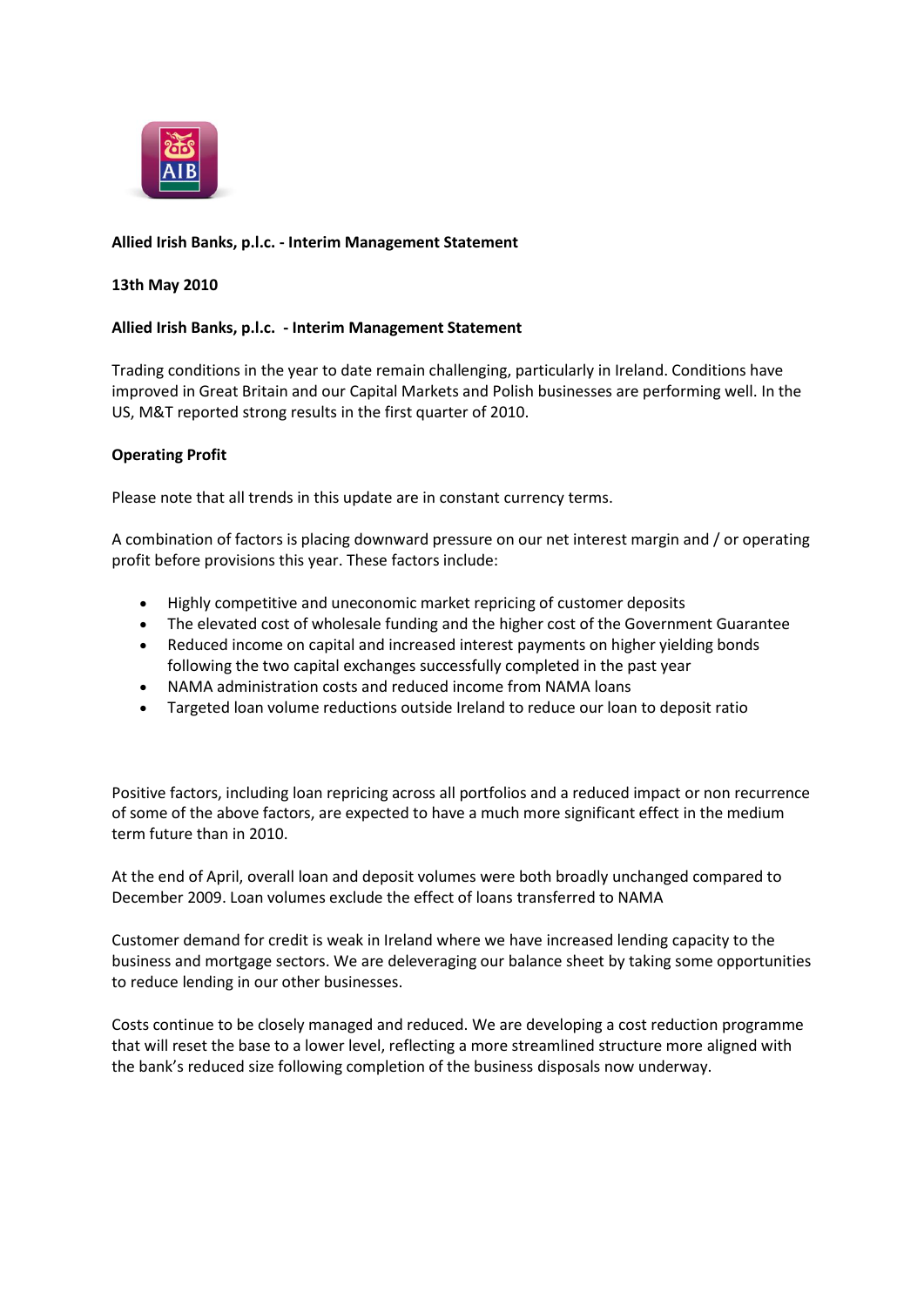**Allied Irish Banks, p.l.c. - Interim Management Statement**

**13th May 2010**

**Allied Irish Banks, p.l.c. - Interim Management Statement**

Trading conditions in the year to date remain challenging, particularly in Ireland. Conditions have improved in Great Britain and our Capital Markets and Polish businesses are performing well. In the US, M&T reported strong results in the first quarter of 2010.

**Operating Profit**

Please note that all trends in this update are in constant currency terms.

A combination of factors is placing downward pressure on our net interest margin and / or operating profit before provisions this year. These factors include:

- Highly competitive and uneconomic market repricing of customer deposits
- The elevated cost of wholesale funding and the higher cost of the Government Guarantee
- Reduced income on capital and increased interest payments on higher yielding bonds following the two capital exchanges successfully completed in the past year
- NAMA administration costs and reduced income from NAMA loans
- Targeted loan volume reductions outside Ireland to reduce our loan to deposit ratio

Positive factors, including loan repricing across all portfolios and a reduced impact or non recurrence of some of the above factors, are expected to have a much more significant effect in the medium term future than in 2010.

At the end of April, overall loan and deposit volumes were both broadly unchanged compared to December 2009. Loan volumes exclude the effect of loans transferred to NAMA

Customer demand for credit is weak in Ireland where we have increased lending capacity to the business and mortgage sectors. We are deleveraging our balance sheet by taking some opportunities to reduce lending in our other businesses.

Costs continue to be closely managed and reduced. We are developing a cost reduction programme that will reset the base to a lower level, reflecting a more streamlined structure more aligned with the bank's reduced size following completion of the business disposals now underway.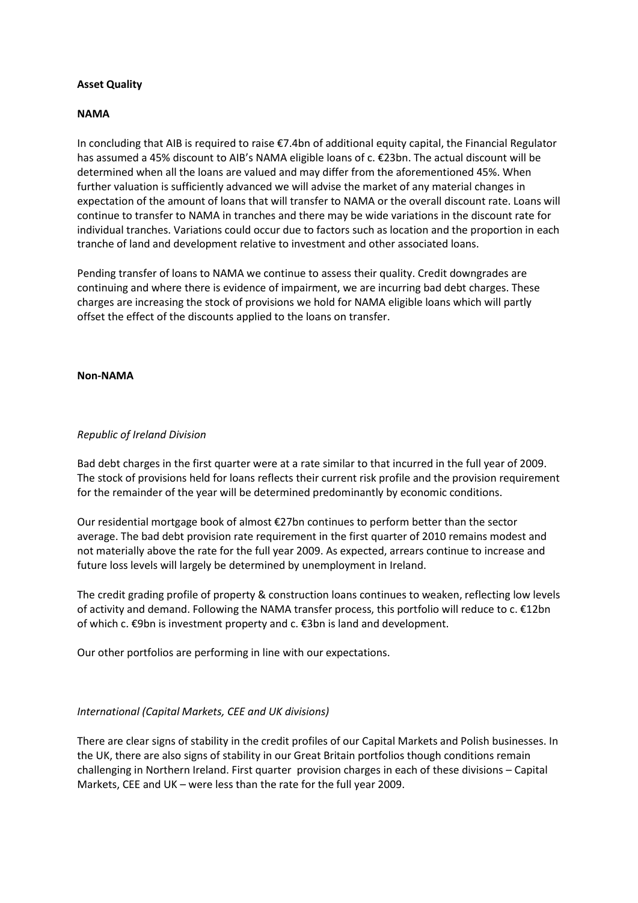## Asset Quality

### NAMA

In concluding that AIB is required to raise €7.4bn of additional equity capital, the Financial Regulator has assumed a 45% discount to AIB's NAMA eligible loans of c. €23bn. The actual discount will be determined when all the loans are valued and may differ from the aforementioned 45%. When further valuation is sufficiently advanced we will advise the market of any material changes in expectation of the amount of loans that will transfer to NAMA or the overall discount rate. Loans will continue to transfer to NAMA in tranches and there may be wide variations in the discount rate for individual tranches. Variations could occur due to factors such as location and the proportion in each tranche of land and development relative to investment and other associated loans.

Pending transfer of loans to NAMA we continue to assess their quality. Credit downgrades are continuing and where there is evidence of impairment, we are incurring bad debt charges. These charges are increasing the stock of provisions we hold for NAMA eligible loans which will partly offset the effect of the discounts applied to the loans on transfer.

### Non-NAMA

*Republic of Ireland Division*

Bad debt charges in the first quarter were at a rate similar to that incurred in the full year of 2009. The stock of provisions held for loans reflects their current risk profile and the provision requirement for the remainder of the year will be determined predominantly by economic conditions.

Our residential mortgage book of almost €27bn continues to perform better than the sector average. The bad debt provision rate requirement in the first quarter of 2010 remains modest and not materially above the rate for the full year 2009. As expected, arrears continue to increase and future loss levels will largely be determined by unemployment in Ireland.

The credit grading profile of property & construction loans continues to weaken, reflecting low levels of activity and demand. Following the NAMA transfer process, this portfolio will reduce to c. €12bn of which c. €9bn is investment property and c. €3bn is land and development.

Our other portfolios are performing in line with our expectations.

*International (Capital Markets, CEE and UK divisions)*

There are clear signs of stability in the credit profiles of our Capital Markets and Polish businesses. In the UK, there are also signs of stability in our Great Britain portfolios though conditions remain challenging in Northern Ireland. First quarter provision charges in each of these divisions – Capital Markets, CEE and UK – were less than the rate for the full year 2009.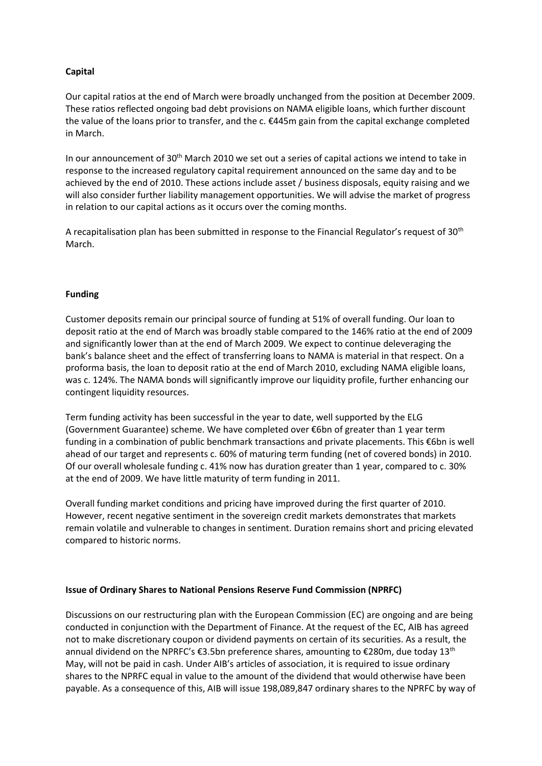**Capital**

Our capital ratios at the end of March were broadly unchanged from the position at December 2009. These ratios reflected ongoing bad debt provisions on NAMA eligible loans, which further discount the value of the loans prior to transfer, and the c. €445m gain from the capital exchange completed in March.

In our announcement of 30th March 2010 we set out a series of capital actions we intend to take in response to the increased regulatory capital requirement announced on the same day and to be achieved by the end of 2010. These actions include asset / business disposals, equity raising and we will also consider further liability management opportunities. We will advise the market of progress in relation to our capital actions as it occurs over the coming months.

A recapitalisation plan has been submitted in response to the Financial Regulator's request of 30th March.

**Funding**

Customer deposits remain our principal source of funding at 51% of overall funding. Our loan to deposit ratio at the end of March was broadly stable compared to the 146% ratio at the end of 2009 and significantly lower than at the end of March 2009. We expect to continue deleveraging the bank's balance sheet and the effect of transferring loans to NAMA is material in that respect. On a proforma basis, the loan to deposit ratio at the end of March 2010, excluding NAMA eligible loans, was c. 124%. The NAMA bonds will significantly improve our liquidity profile, further enhancing our contingent liquidity resources.

Term funding activity has been successful in the year to date, well supported by the ELG (Government Guarantee) scheme. We have completed over €6bn of greater than 1 year term funding in a combination of public benchmark transactions and private placements. This €6bn is well ahead of our target and represents c. 60% of maturing term funding (net of covered bonds) in 2010. Of our overall wholesale funding c. 41% now has duration greater than 1 year, compared to c. 30% at the end of 2009. We have little maturity of term funding in 2011.

Overall funding market conditions and pricing have improved during the first quarter of 2010. However, recent negative sentiment in the sovereign credit markets demonstrates that markets remain volatile and vulnerable to changes in sentiment. Duration remains short and pricing elevated compared to historic norms.

**Issue of Ordinary Shares to National Pensions Reserve Fund Commission (NPRFC)**

Discussions on our restructuring plan with the European Commission (EC) are ongoing and are being conducted in conjunction with the Department of Finance. At the request of the EC, AIB has agreed not to make discretionary coupon or dividend payments on certain of its securities. As a result, the annual dividend on the NPRFC's €3.5bn preference shares, amounting to €280m, due today 13th May, will not be paid in cash. Under AIB's articles of association, it is required to issue ordinary shares to the NPRFC equal in value to the amount of the dividend that would otherwise have been payable. As a consequence of this, AIB will issue 198,089,847 ordinary shares to the NPRFC by way of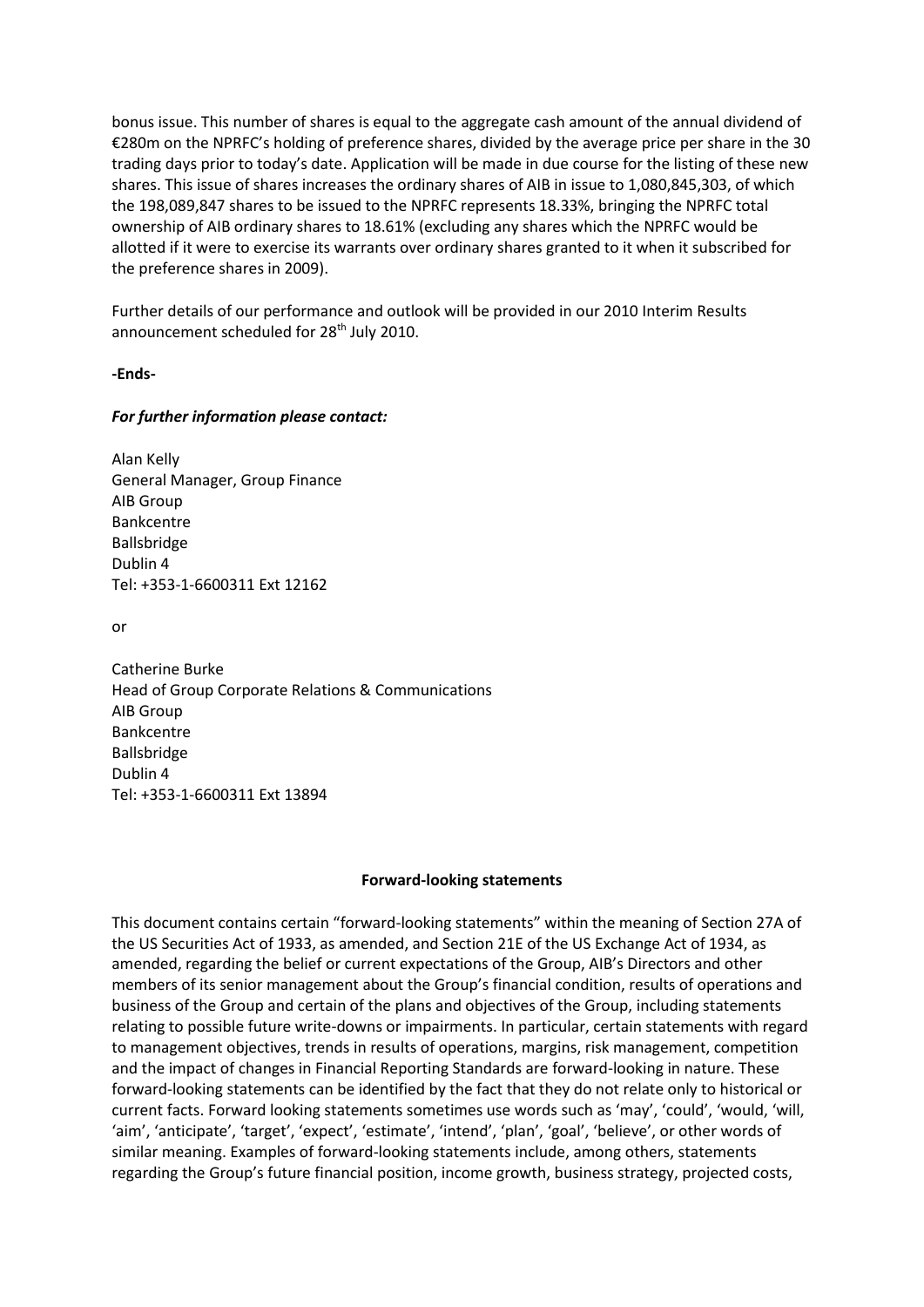bonus issue. This number of shares is equal to the aggregate cash amount of the annual dividend of €280m on the NPRFC's holding of preference shares, divided by the average price per share in the 30 trading days prior to today's date. Application will be made in due course for the listing of these new shares. This issue of shares increases the ordinary shares of AIB in issue to 1,080,845,303, of which the 198,089,847 shares to be issued to the NPRFC represents 18.33%, bringing the NPRFC total ownership of AIB ordinary shares to 18.61% (excluding any shares which the NPRFC would be allotted if it were to exercise its warrants over ordinary shares granted to it when it subscribed for the preference shares in 2009).

Further details of our performance and outlook will be provided in our 2010 Interim Results announcement scheduled for 28th July 2010.

**-Ends-**

***For further information please contact:***

Alan Kelly
General Manager, Group Finance
AIB Group
Bankcentre
Ballsbridge
Dublin 4
Tel: +353-1-6600311 Ext 12162

or

Catherine Burke
Head of Group Corporate Relations & Communications
AIB Group
Bankcentre
Ballsbridge
Dublin 4
Tel: +353-1-6600311 Ext 13894

**Forward-looking statements**

This document contains certain "forward-looking statements" within the meaning of Section 27A of the US Securities Act of 1933, as amended, and Section 21E of the US Exchange Act of 1934, as amended, regarding the belief or current expectations of the Group, AIB's Directors and other members of its senior management about the Group's financial condition, results of operations and business of the Group and certain of the plans and objectives of the Group, including statements relating to possible future write-downs or impairments. In particular, certain statements with regard to management objectives, trends in results of operations, margins, risk management, competition and the impact of changes in Financial Reporting Standards are forward-looking in nature. These forward-looking statements can be identified by the fact that they do not relate only to historical or current facts. Forward looking statements sometimes use words such as 'may', 'could', 'would, 'will, 'aim', 'anticipate', 'target', 'expect', 'estimate', 'intend', 'plan', 'goal', 'believe', or other words of similar meaning. Examples of forward-looking statements include, among others, statements regarding the Group's future financial position, income growth, business strategy, projected costs,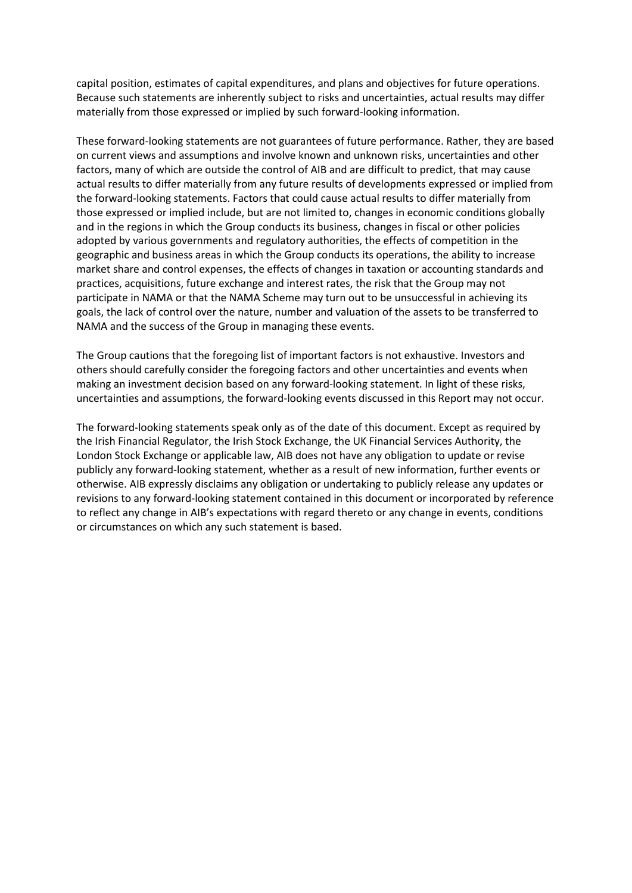capital position, estimates of capital expenditures, and plans and objectives for future operations. Because such statements are inherently subject to risks and uncertainties, actual results may differ materially from those expressed or implied by such forward-looking information.

These forward-looking statements are not guarantees of future performance. Rather, they are based on current views and assumptions and involve known and unknown risks, uncertainties and other factors, many of which are outside the control of AIB and are difficult to predict, that may cause actual results to differ materially from any future results of developments expressed or implied from the forward-looking statements. Factors that could cause actual results to differ materially from those expressed or implied include, but are not limited to, changes in economic conditions globally and in the regions in which the Group conducts its business, changes in fiscal or other policies adopted by various governments and regulatory authorities, the effects of competition in the geographic and business areas in which the Group conducts its operations, the ability to increase market share and control expenses, the effects of changes in taxation or accounting standards and practices, acquisitions, future exchange and interest rates, the risk that the Group may not participate in NAMA or that the NAMA Scheme may turn out to be unsuccessful in achieving its goals, the lack of control over the nature, number and valuation of the assets to be transferred to NAMA and the success of the Group in managing these events.

The Group cautions that the foregoing list of important factors is not exhaustive. Investors and others should carefully consider the foregoing factors and other uncertainties and events when making an investment decision based on any forward-looking statement. In light of these risks, uncertainties and assumptions, the forward-looking events discussed in this Report may not occur.

The forward-looking statements speak only as of the date of this document. Except as required by the Irish Financial Regulator, the Irish Stock Exchange, the UK Financial Services Authority, the London Stock Exchange or applicable law, AIB does not have any obligation to update or revise publicly any forward-looking statement, whether as a result of new information, further events or otherwise. AIB expressly disclaims any obligation or undertaking to publicly release any updates or revisions to any forward-looking statement contained in this document or incorporated by reference to reflect any change in AIB's expectations with regard thereto or any change in events, conditions or circumstances on which any such statement is based.